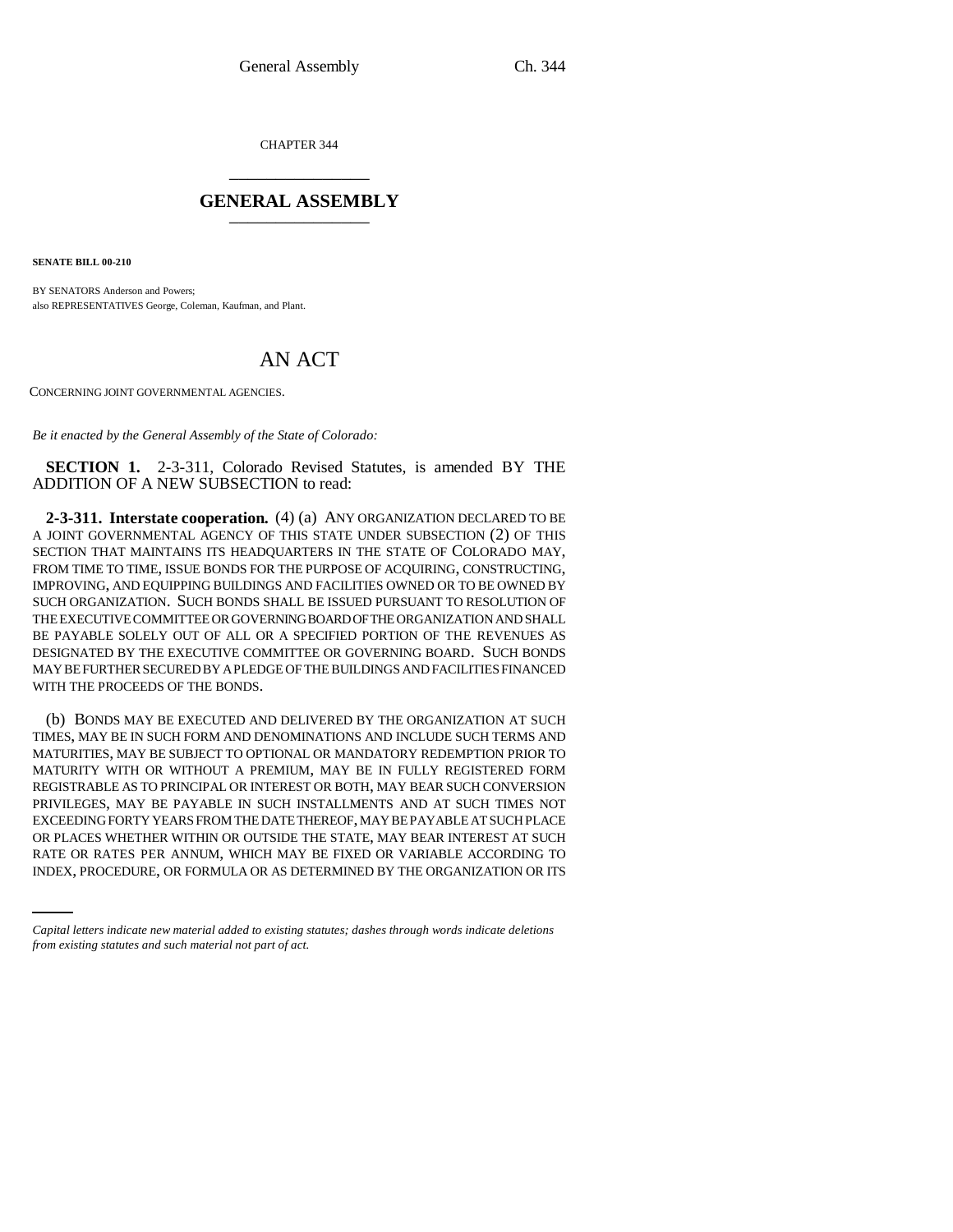CHAPTER 344

# GENERAL ASSEMBLY

**SENATE BILL 00-210**

BY SENATORS Anderson and Powers;
also REPRESENTATIVES George, Coleman, Kaufman, and Plant.

# AN ACT

CONCERNING JOINT GOVERNMENTAL AGENCIES.

*Be it enacted by the General Assembly of the State of Colorado:*

**SECTION 1.** 2-3-311, Colorado Revised Statutes, is amended BY THE ADDITION OF A NEW SUBSECTION to read:

**2-3-311. Interstate cooperation.** (4) (a) ANY ORGANIZATION DECLARED TO BE A JOINT GOVERNMENTAL AGENCY OF THIS STATE UNDER SUBSECTION (2) OF THIS SECTION THAT MAINTAINS ITS HEADQUARTERS IN THE STATE OF COLORADO MAY, FROM TIME TO TIME, ISSUE BONDS FOR THE PURPOSE OF ACQUIRING, CONSTRUCTING, IMPROVING, AND EQUIPPING BUILDINGS AND FACILITIES OWNED OR TO BE OWNED BY SUCH ORGANIZATION. SUCH BONDS SHALL BE ISSUED PURSUANT TO RESOLUTION OF THE EXECUTIVE COMMITTEE OR GOVERNING BOARD OF THE ORGANIZATION AND SHALL BE PAYABLE SOLELY OUT OF ALL OR A SPECIFIED PORTION OF THE REVENUES AS DESIGNATED BY THE EXECUTIVE COMMITTEE OR GOVERNING BOARD. SUCH BONDS MAY BE FURTHER SECURED BY A PLEDGE OF THE BUILDINGS AND FACILITIES FINANCED WITH THE PROCEEDS OF THE BONDS.

(b) BONDS MAY BE EXECUTED AND DELIVERED BY THE ORGANIZATION AT SUCH TIMES, MAY BE IN SUCH FORM AND DENOMINATIONS AND INCLUDE SUCH TERMS AND MATURITIES, MAY BE SUBJECT TO OPTIONAL OR MANDATORY REDEMPTION PRIOR TO MATURITY WITH OR WITHOUT A PREMIUM, MAY BE IN FULLY REGISTERED FORM REGISTRABLE AS TO PRINCIPAL OR INTEREST OR BOTH, MAY BEAR SUCH CONVERSION PRIVILEGES, MAY BE PAYABLE IN SUCH INSTALLMENTS AND AT SUCH TIMES NOT EXCEEDING FORTY YEARS FROM THE DATE THEREOF, MAY BE PAYABLE AT SUCH PLACE OR PLACES WHETHER WITHIN OR OUTSIDE THE STATE, MAY BEAR INTEREST AT SUCH RATE OR RATES PER ANNUM, WHICH MAY BE FIXED OR VARIABLE ACCORDING TO INDEX, PROCEDURE, OR FORMULA OR AS DETERMINED BY THE ORGANIZATION OR ITS

*Capital letters indicate new material added to existing statutes; dashes through words indicate deletions from existing statutes and such material not part of act.*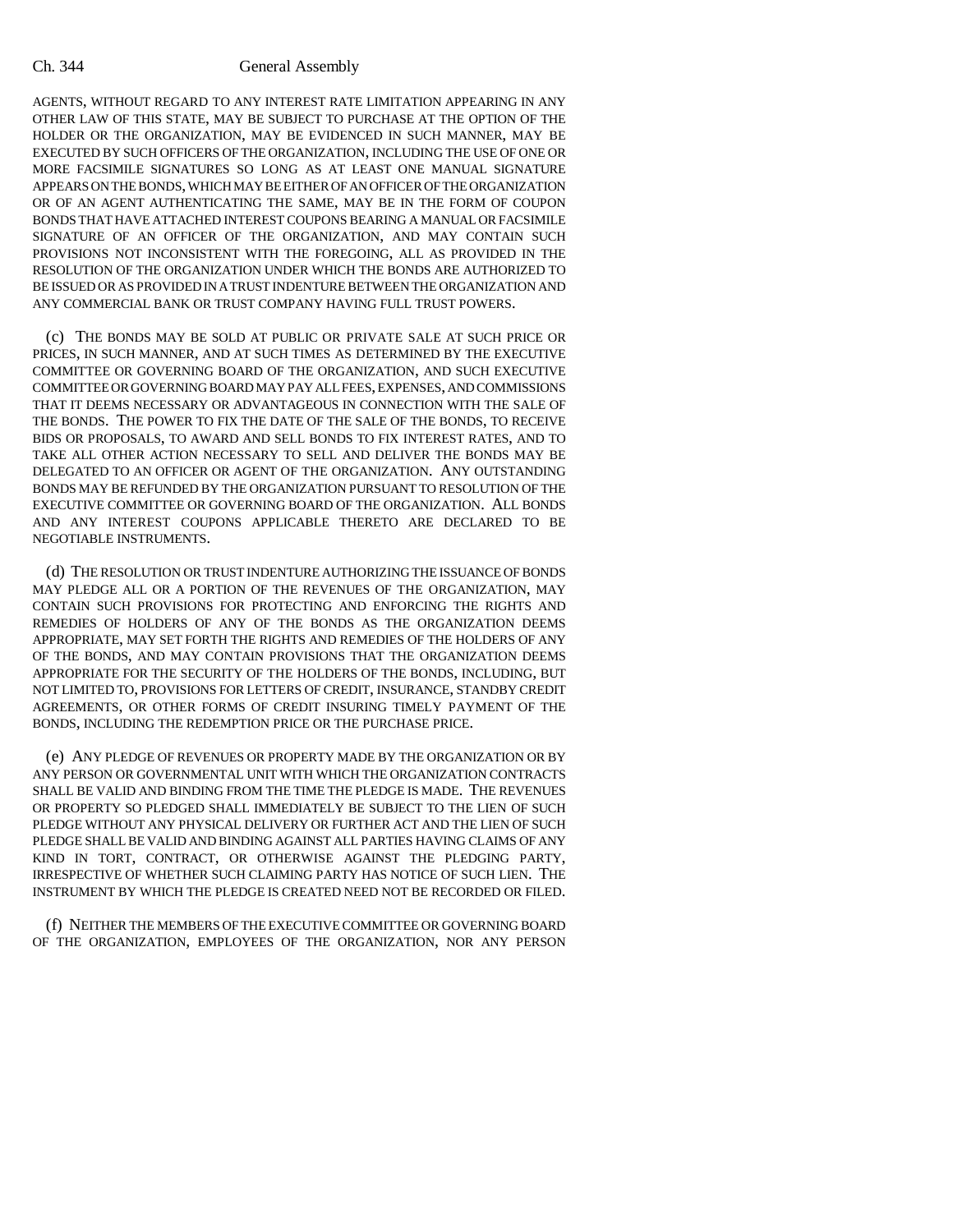AGENTS, WITHOUT REGARD TO ANY INTEREST RATE LIMITATION APPEARING IN ANY OTHER LAW OF THIS STATE, MAY BE SUBJECT TO PURCHASE AT THE OPTION OF THE HOLDER OR THE ORGANIZATION, MAY BE EVIDENCED IN SUCH MANNER, MAY BE EXECUTED BY SUCH OFFICERS OF THE ORGANIZATION, INCLUDING THE USE OF ONE OR MORE FACSIMILE SIGNATURES SO LONG AS AT LEAST ONE MANUAL SIGNATURE APPEARS ON THE BONDS, WHICH MAY BE EITHER OF AN OFFICER OF THE ORGANIZATION OR OF AN AGENT AUTHENTICATING THE SAME, MAY BE IN THE FORM OF COUPON BONDS THAT HAVE ATTACHED INTEREST COUPONS BEARING A MANUAL OR FACSIMILE SIGNATURE OF AN OFFICER OF THE ORGANIZATION, AND MAY CONTAIN SUCH PROVISIONS NOT INCONSISTENT WITH THE FOREGOING, ALL AS PROVIDED IN THE RESOLUTION OF THE ORGANIZATION UNDER WHICH THE BONDS ARE AUTHORIZED TO BE ISSUED OR AS PROVIDED IN A TRUST INDENTURE BETWEEN THE ORGANIZATION AND ANY COMMERCIAL BANK OR TRUST COMPANY HAVING FULL TRUST POWERS.

(c) THE BONDS MAY BE SOLD AT PUBLIC OR PRIVATE SALE AT SUCH PRICE OR PRICES, IN SUCH MANNER, AND AT SUCH TIMES AS DETERMINED BY THE EXECUTIVE COMMITTEE OR GOVERNING BOARD OF THE ORGANIZATION, AND SUCH EXECUTIVE COMMITTEE OR GOVERNING BOARD MAY PAY ALL FEES, EXPENSES, AND COMMISSIONS THAT IT DEEMS NECESSARY OR ADVANTAGEOUS IN CONNECTION WITH THE SALE OF THE BONDS. THE POWER TO FIX THE DATE OF THE SALE OF THE BONDS, TO RECEIVE BIDS OR PROPOSALS, TO AWARD AND SELL BONDS TO FIX INTEREST RATES, AND TO TAKE ALL OTHER ACTION NECESSARY TO SELL AND DELIVER THE BONDS MAY BE DELEGATED TO AN OFFICER OR AGENT OF THE ORGANIZATION. ANY OUTSTANDING BONDS MAY BE REFUNDED BY THE ORGANIZATION PURSUANT TO RESOLUTION OF THE EXECUTIVE COMMITTEE OR GOVERNING BOARD OF THE ORGANIZATION. ALL BONDS AND ANY INTEREST COUPONS APPLICABLE THERETO ARE DECLARED TO BE NEGOTIABLE INSTRUMENTS.

(d) THE RESOLUTION OR TRUST INDENTURE AUTHORIZING THE ISSUANCE OF BONDS MAY PLEDGE ALL OR A PORTION OF THE REVENUES OF THE ORGANIZATION, MAY CONTAIN SUCH PROVISIONS FOR PROTECTING AND ENFORCING THE RIGHTS AND REMEDIES OF HOLDERS OF ANY OF THE BONDS AS THE ORGANIZATION DEEMS APPROPRIATE, MAY SET FORTH THE RIGHTS AND REMEDIES OF THE HOLDERS OF ANY OF THE BONDS, AND MAY CONTAIN PROVISIONS THAT THE ORGANIZATION DEEMS APPROPRIATE FOR THE SECURITY OF THE HOLDERS OF THE BONDS, INCLUDING, BUT NOT LIMITED TO, PROVISIONS FOR LETTERS OF CREDIT, INSURANCE, STANDBY CREDIT AGREEMENTS, OR OTHER FORMS OF CREDIT INSURING TIMELY PAYMENT OF THE BONDS, INCLUDING THE REDEMPTION PRICE OR THE PURCHASE PRICE.

(e) ANY PLEDGE OF REVENUES OR PROPERTY MADE BY THE ORGANIZATION OR BY ANY PERSON OR GOVERNMENTAL UNIT WITH WHICH THE ORGANIZATION CONTRACTS SHALL BE VALID AND BINDING FROM THE TIME THE PLEDGE IS MADE. THE REVENUES OR PROPERTY SO PLEDGED SHALL IMMEDIATELY BE SUBJECT TO THE LIEN OF SUCH PLEDGE WITHOUT ANY PHYSICAL DELIVERY OR FURTHER ACT AND THE LIEN OF SUCH PLEDGE SHALL BE VALID AND BINDING AGAINST ALL PARTIES HAVING CLAIMS OF ANY KIND IN TORT, CONTRACT, OR OTHERWISE AGAINST THE PLEDGING PARTY, IRRESPECTIVE OF WHETHER SUCH CLAIMING PARTY HAS NOTICE OF SUCH LIEN. THE INSTRUMENT BY WHICH THE PLEDGE IS CREATED NEED NOT BE RECORDED OR FILED.

(f) NEITHER THE MEMBERS OF THE EXECUTIVE COMMITTEE OR GOVERNING BOARD OF THE ORGANIZATION, EMPLOYEES OF THE ORGANIZATION, NOR ANY PERSON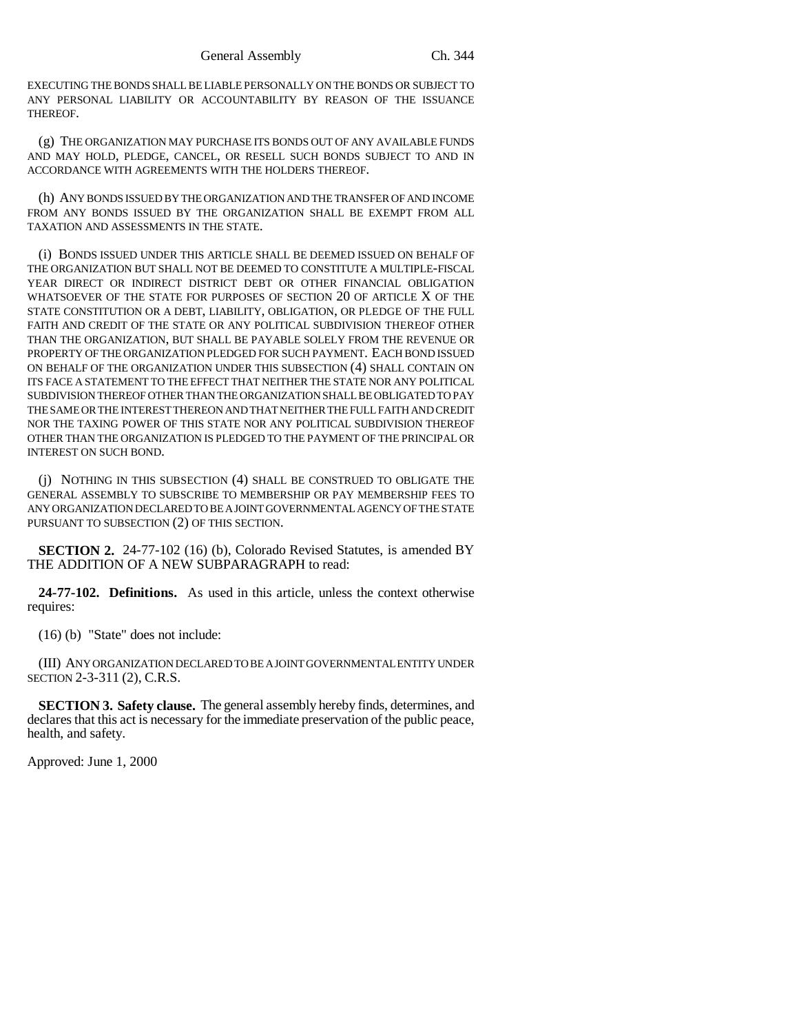EXECUTING THE BONDS SHALL BE LIABLE PERSONALLY ON THE BONDS OR SUBJECT TO ANY PERSONAL LIABILITY OR ACCOUNTABILITY BY REASON OF THE ISSUANCE THEREOF.

(g) THE ORGANIZATION MAY PURCHASE ITS BONDS OUT OF ANY AVAILABLE FUNDS AND MAY HOLD, PLEDGE, CANCEL, OR RESELL SUCH BONDS SUBJECT TO AND IN ACCORDANCE WITH AGREEMENTS WITH THE HOLDERS THEREOF.

(h) ANY BONDS ISSUED BY THE ORGANIZATION AND THE TRANSFER OF AND INCOME FROM ANY BONDS ISSUED BY THE ORGANIZATION SHALL BE EXEMPT FROM ALL TAXATION AND ASSESSMENTS IN THE STATE.

(i) BONDS ISSUED UNDER THIS ARTICLE SHALL BE DEEMED ISSUED ON BEHALF OF THE ORGANIZATION BUT SHALL NOT BE DEEMED TO CONSTITUTE A MULTIPLE-FISCAL YEAR DIRECT OR INDIRECT DISTRICT DEBT OR OTHER FINANCIAL OBLIGATION WHATSOEVER OF THE STATE FOR PURPOSES OF SECTION 20 OF ARTICLE X OF THE STATE CONSTITUTION OR A DEBT, LIABILITY, OBLIGATION, OR PLEDGE OF THE FULL FAITH AND CREDIT OF THE STATE OR ANY POLITICAL SUBDIVISION THEREOF OTHER THAN THE ORGANIZATION, BUT SHALL BE PAYABLE SOLELY FROM THE REVENUE OR PROPERTY OF THE ORGANIZATION PLEDGED FOR SUCH PAYMENT. EACH BOND ISSUED ON BEHALF OF THE ORGANIZATION UNDER THIS SUBSECTION (4) SHALL CONTAIN ON ITS FACE A STATEMENT TO THE EFFECT THAT NEITHER THE STATE NOR ANY POLITICAL SUBDIVISION THEREOF OTHER THAN THE ORGANIZATION SHALL BE OBLIGATED TO PAY THE SAME OR THE INTEREST THEREON AND THAT NEITHER THE FULL FAITH AND CREDIT NOR THE TAXING POWER OF THIS STATE NOR ANY POLITICAL SUBDIVISION THEREOF OTHER THAN THE ORGANIZATION IS PLEDGED TO THE PAYMENT OF THE PRINCIPAL OR INTEREST ON SUCH BOND.

(j) NOTHING IN THIS SUBSECTION (4) SHALL BE CONSTRUED TO OBLIGATE THE GENERAL ASSEMBLY TO SUBSCRIBE TO MEMBERSHIP OR PAY MEMBERSHIP FEES TO ANY ORGANIZATION DECLARED TO BE A JOINT GOVERNMENTAL AGENCY OF THE STATE PURSUANT TO SUBSECTION (2) OF THIS SECTION.

**SECTION 2.** 24-77-102 (16) (b), Colorado Revised Statutes, is amended BY THE ADDITION OF A NEW SUBPARAGRAPH to read:

**24-77-102. Definitions.** As used in this article, unless the context otherwise requires:

(16) (b) "State" does not include:

(III) ANY ORGANIZATION DECLARED TO BE A JOINT GOVERNMENTAL ENTITY UNDER SECTION 2-3-311 (2), C.R.S.

**SECTION 3. Safety clause.** The general assembly hereby finds, determines, and declares that this act is necessary for the immediate preservation of the public peace, health, and safety.

Approved: June 1, 2000